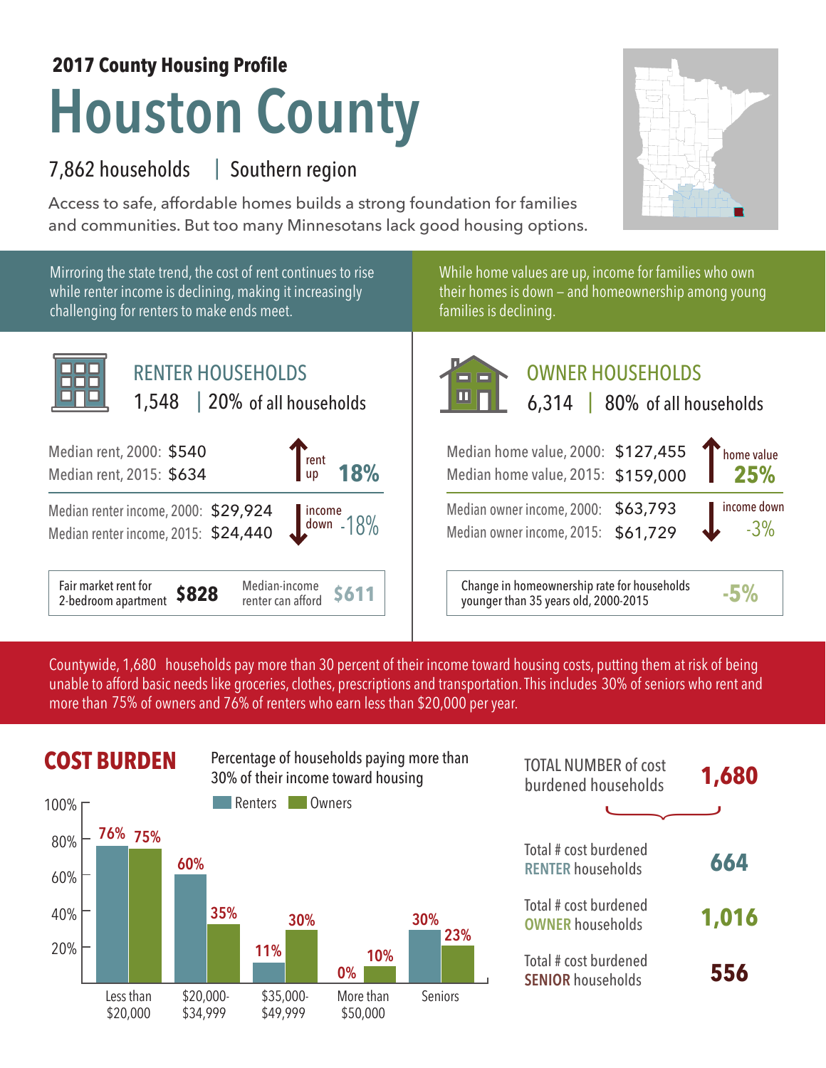**2017 County Housing Profile**

# Houston County

7,862 households | Southern region

Access to safe, affordable homes builds a strong foundation for families and communities. But too many Minnesotans lack good housing options.

Mirroring the state trend, the cost of rent continues to rise while renter income is declining, making it increasingly challenging for renters to make ends meet.

While home values are up, income for families who own their homes is down – and homeownership among young families is declining.

## RENTER HOUSEHOLDS

1,548 | 20% of all households

| | | |
|---|---|---|
| Median rent, 2000: | $540 | rent up 18% |
| Median rent, 2015: | $634 | |
| Median renter income, 2000: | $29,924 | income down -18% |
| Median renter income, 2015: | $24,440 | |

| Fair market rent for 2-bedroom apartment | $828 | Median-income renter can afford | $611 |
|---|---|---|---|

## OWNER HOUSEHOLDS

6,314 | 80% of all households

| | | |
|---|---|---|
| Median home value, 2000: | $127,455 | home value 25% |
| Median home value, 2015: | $159,000 | |
| Median owner income, 2000: | $63,793 | income down -3% |
| Median owner income, 2015: | $61,729 | |

| Change in homeownership rate for households younger than 35 years old, 2000-2015 | -5% |
|---|---|

Countywide, 1,680 households pay more than 30 percent of their income toward housing costs, putting them at risk of being unable to afford basic needs like groceries, clothes, prescriptions and transportation. This includes 30% of seniors who rent and more than 75% of owners and 76% of renters who earn less than $20,000 per year.

## COST BURDEN

Percentage of households paying more than 30% of their income toward housing

| | Renters | Owners |
|---|---|---|
| Less than $20,000 | 76% | 75% |
| $20,000-$34,999 | 60% | 35% |
| $35,000-$49,999 | 11% | 30% |
| More than $50,000 | 0% | 10% |
| Seniors | 30% | 23% |

| | |
|---|---|
| TOTAL NUMBER of cost burdened households | 1,680 |
| Total # cost burdened RENTER households | 664 |
| Total # cost burdened OWNER households | 1,016 |
| Total # cost burdened SENIOR households | 556 |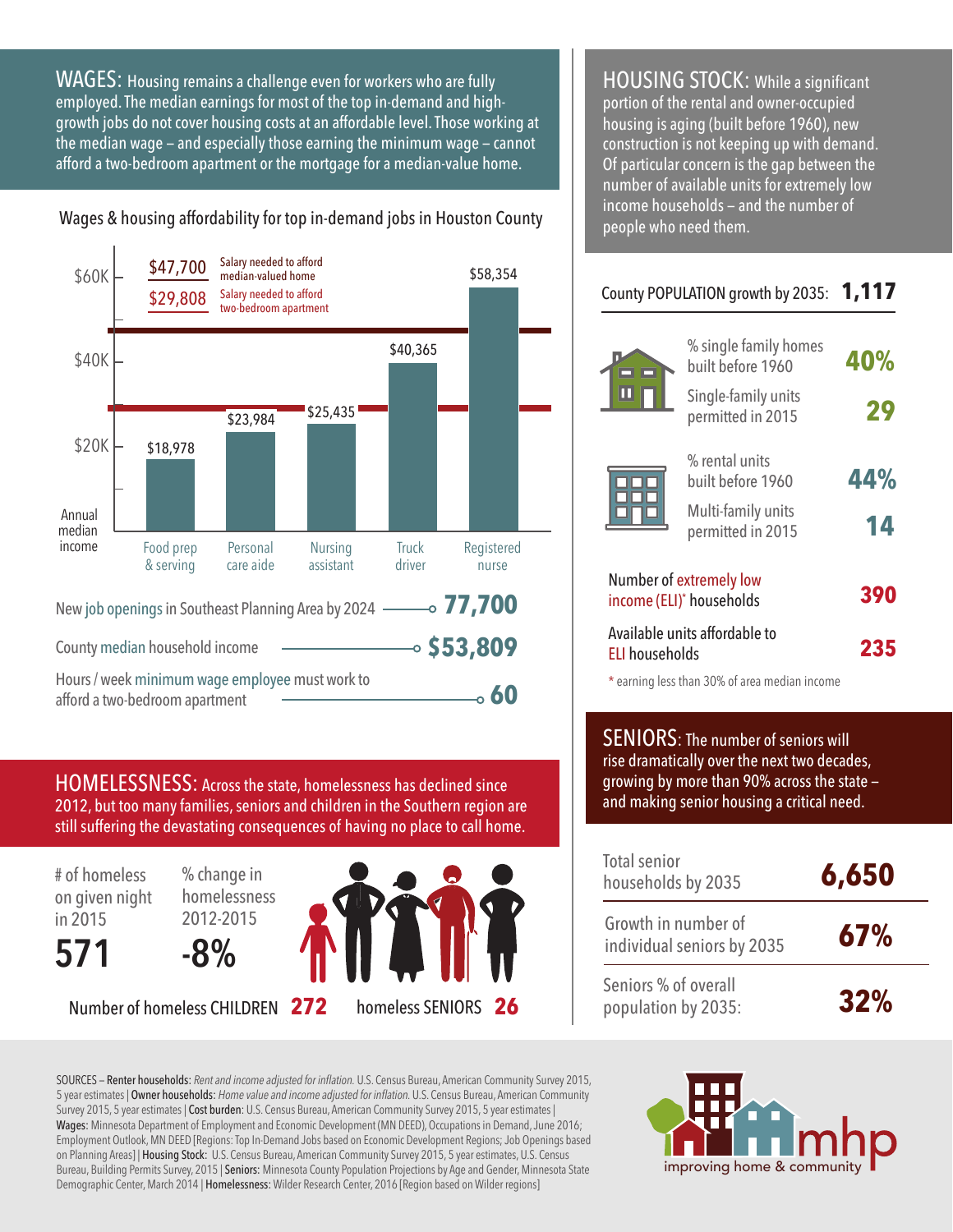## WAGES:

Housing remains a challenge even for workers who are fully employed. The median earnings for most of the top in-demand and high-growth jobs do not cover housing costs at an affordable level. Those working at the median wage – and especially those earning the minimum wage – cannot afford a two-bedroom apartment or the mortgage for a median-value home.

### Wages & housing affordability for top in-demand jobs in Houston County

$47,700 Salary needed to afford median-valued home

$29,808 Salary needed to afford two-bedroom apartment

$60K
$40K
$20K

Annual median income

$18,978 Food prep & serving

$23,984 Personal care aide

$25,435 Nursing assistant

$40,365 Truck driver

$58,354 Registered nurse

New job openings in Southeast Planning Area by 2024 — **77,700**

County median household income — **$53,809**

Hours / week minimum wage employee must work to afford a two-bedroom apartment — **60**

## HOMELESSNESS:

Across the state, homelessness has declined since 2012, but too many families, seniors and children in the Southern region are still suffering the devastating consequences of having no place to call home.

# of homeless on given night in 2015: **571**

% change in homelessness 2012-2015: **-8%**

Number of homeless CHILDREN **272**

homeless SENIORS **26**

## HOUSING STOCK:

While a significant portion of the rental and owner-occupied housing is aging (built before 1960), new construction is not keeping up with demand. Of particular concern is the gap between the number of available units for extremely low income households – and the number of people who need them.

County POPULATION growth by 2035: **1,117**

| | |
|---|---|
| % single family homes built before 1960 | **40%** |
| Single-family units permitted in 2015 | **29** |
| % rental units built before 1960 | **44%** |
| Multi-family units permitted in 2015 | **14** |
| Number of extremely low income (ELI)* households | **390** |
| Available units affordable to ELI households | **235** |

* earning less than 30% of area median income

## SENIORS:

The number of seniors will rise dramatically over the next two decades, growing by more than 90% across the state – and making senior housing a critical need.

| | |
|---|---|
| Total senior households by 2035 | **6,650** |
| Growth in number of individual seniors by 2035 | **67%** |
| Seniors % of overall population by 2035: | **32%** |

SOURCES – **Renter households**: *Rent and income adjusted for inflation.* U.S. Census Bureau, American Community Survey 2015, 5 year estimates | **Owner households**: *Home value and income adjusted for inflation.* U.S. Census Bureau, American Community Survey 2015, 5 year estimates | **Cost burden**: U.S. Census Bureau, American Community Survey 2015, 5 year estimates | **Wages**: Minnesota Department of Employment and Economic Development (MN DEED), Occupations in Demand, June 2016; Employment Outlook, MN DEED [Regions: Top In-Demand Jobs based on Economic Development Regions; Job Openings based on Planning Areas] | **Housing Stock**: U.S. Census Bureau, American Community Survey 2015, 5 year estimates, U.S. Census Bureau, Building Permits Survey, 2015 | **Seniors**: Minnesota County Population Projections by Age and Gender, Minnesota State Demographic Center, March 2014 | **Homelessness**: Wilder Research Center, 2016 [Region based on Wilder regions]

mhp improving home & community